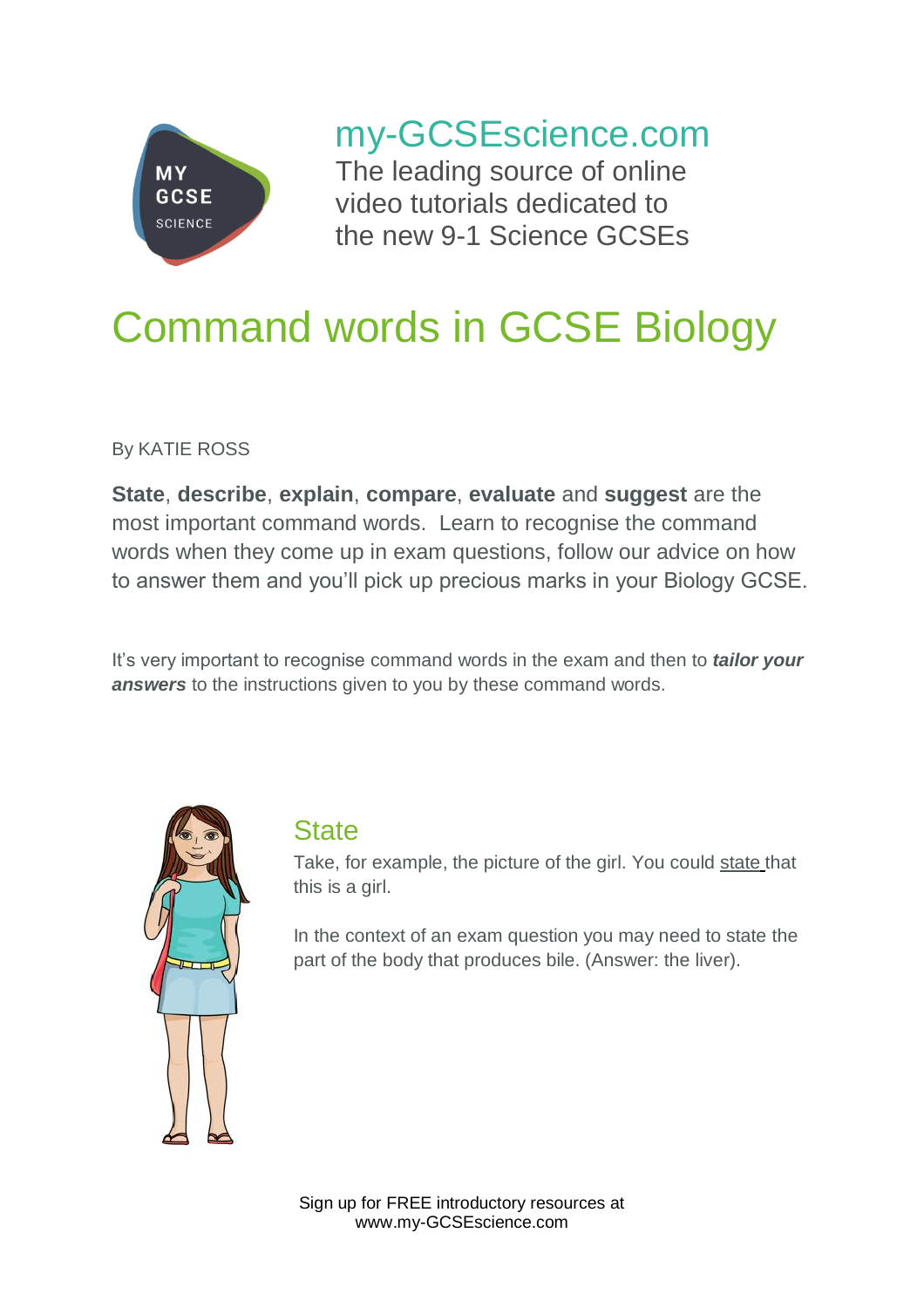my-GCSEscience.com

The leading source of online video tutorials dedicated to the new 9-1 Science GCSEs

# Command words in GCSE Biology

By KATIE ROSS

**State**, **describe**, **explain**, **compare**, **evaluate** and **suggest** are the most important command words. Learn to recognise the command words when they come up in exam questions, follow our advice on how to answer them and you'll pick up precious marks in your Biology GCSE.

It's very important to recognise command words in the exam and then to ***tailor your answers*** to the instructions given to you by these command words.

## State

Take, for example, the picture of the girl. You could state that this is a girl.

In the context of an exam question you may need to state the part of the body that produces bile. (Answer: the liver).

Sign up for FREE introductory resources at www.my-GCSEscience.com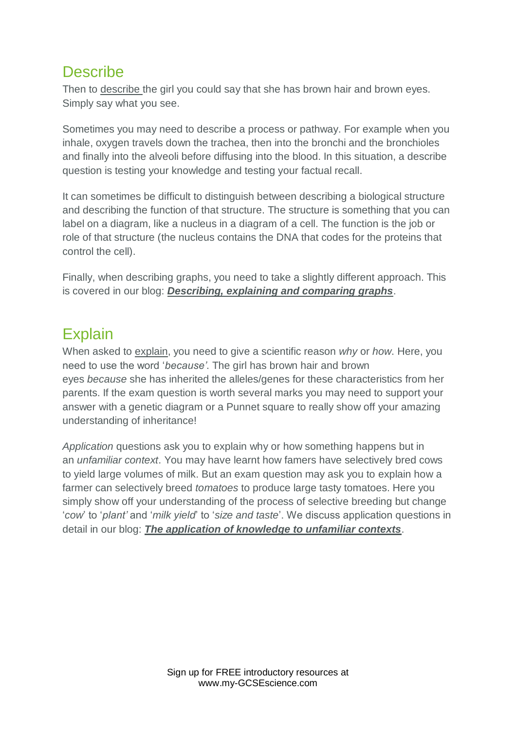## Describe

Then to describe the girl you could say that she has brown hair and brown eyes. Simply say what you see.

Sometimes you may need to describe a process or pathway. For example when you inhale, oxygen travels down the trachea, then into the bronchi and the bronchioles and finally into the alveoli before diffusing into the blood. In this situation, a describe question is testing your knowledge and testing your factual recall.

It can sometimes be difficult to distinguish between describing a biological structure and describing the function of that structure. The structure is something that you can label on a diagram, like a nucleus in a diagram of a cell. The function is the job or role of that structure (the nucleus contains the DNA that codes for the proteins that control the cell).

Finally, when describing graphs, you need to take a slightly different approach. This is covered in our blog: ***Describing, explaining and comparing graphs***.

## Explain

When asked to explain, you need to give a scientific reason *why* or *how*. Here, you need to use the word '*because'*. The girl has brown hair and brown eyes *because* she has inherited the alleles/genes for these characteristics from her parents. If the exam question is worth several marks you may need to support your answer with a genetic diagram or a Punnet square to really show off your amazing understanding of inheritance!

*Application* questions ask you to explain why or how something happens but in an *unfamiliar context*. You may have learnt how famers have selectively bred cows to yield large volumes of milk. But an exam question may ask you to explain how a farmer can selectively breed *tomatoes* to produce large tasty tomatoes. Here you simply show off your understanding of the process of selective breeding but change '*cow*' to '*plant'* and '*milk yield*' to '*size and taste*'. We discuss application questions in detail in our blog: ***The application of knowledge to unfamiliar contexts***.

Sign up for FREE introductory resources at www.my-GCSEscience.com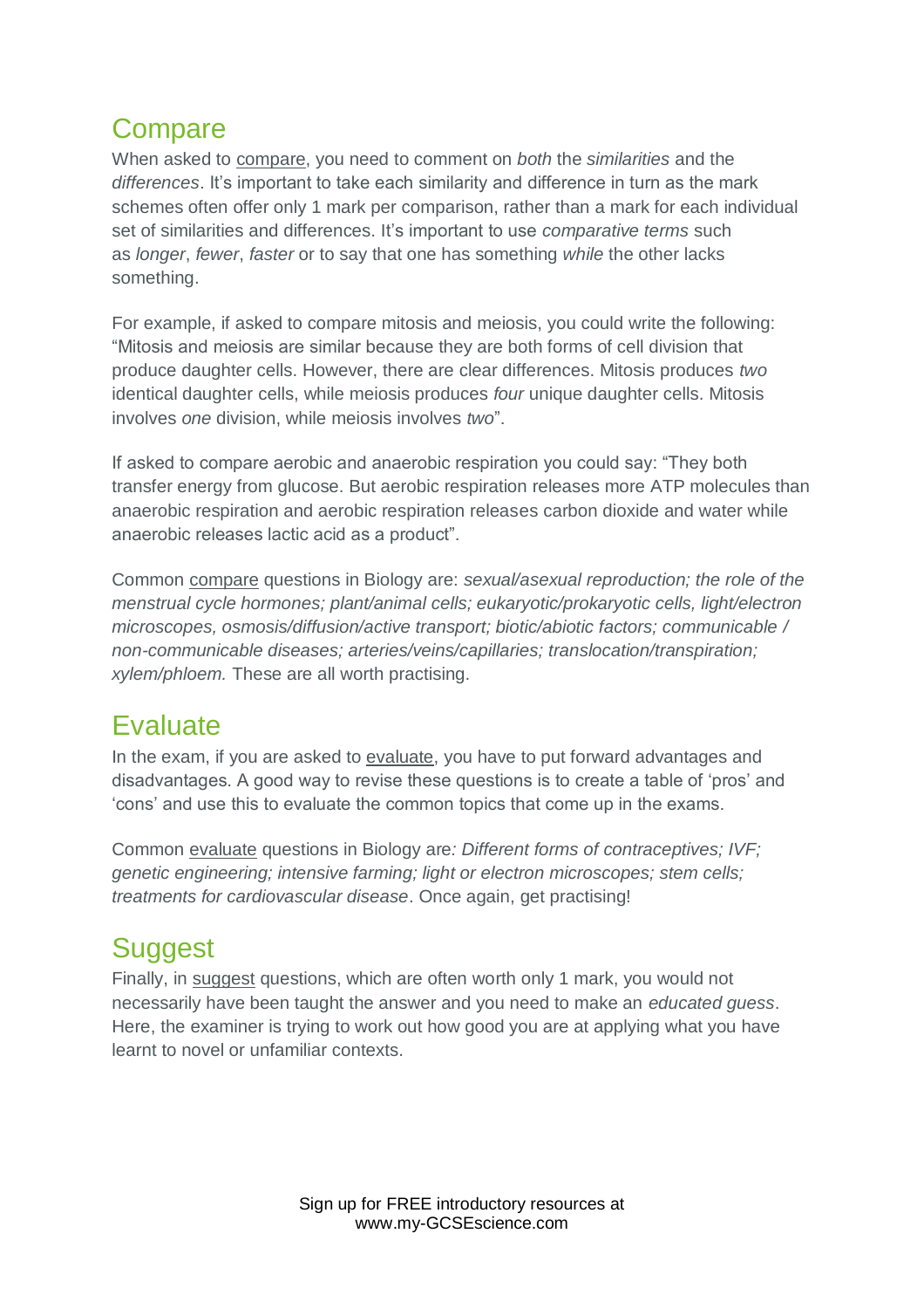## Compare

When asked to compare, you need to comment on *both* the *similarities* and the *differences*. It's important to take each similarity and difference in turn as the mark schemes often offer only 1 mark per comparison, rather than a mark for each individual set of similarities and differences. It's important to use *comparative terms* such as *longer*, *fewer*, *faster* or to say that one has something *while* the other lacks something.

For example, if asked to compare mitosis and meiosis, you could write the following: "Mitosis and meiosis are similar because they are both forms of cell division that produce daughter cells. However, there are clear differences. Mitosis produces *two* identical daughter cells, while meiosis produces *four* unique daughter cells. Mitosis involves *one* division, while meiosis involves *two*".

If asked to compare aerobic and anaerobic respiration you could say: "They both transfer energy from glucose. But aerobic respiration releases more ATP molecules than anaerobic respiration and aerobic respiration releases carbon dioxide and water while anaerobic releases lactic acid as a product".

Common compare questions in Biology are: *sexual/asexual reproduction; the role of the menstrual cycle hormones; plant/animal cells; eukaryotic/prokaryotic cells, light/electron microscopes, osmosis/diffusion/active transport; biotic/abiotic factors; communicable / non-communicable diseases; arteries/veins/capillaries; translocation/transpiration; xylem/phloem.* These are all worth practising.

## Evaluate

In the exam, if you are asked to evaluate, you have to put forward advantages and disadvantages. A good way to revise these questions is to create a table of 'pros' and 'cons' and use this to evaluate the common topics that come up in the exams.

Common evaluate questions in Biology are*: Different forms of contraceptives; IVF; genetic engineering; intensive farming; light or electron microscopes; stem cells; treatments for cardiovascular disease*. Once again, get practising!

## Suggest

Finally, in suggest questions, which are often worth only 1 mark, you would not necessarily have been taught the answer and you need to make an *educated guess*. Here, the examiner is trying to work out how good you are at applying what you have learnt to novel or unfamiliar contexts.

Sign up for FREE introductory resources at www.my-GCSEscience.com